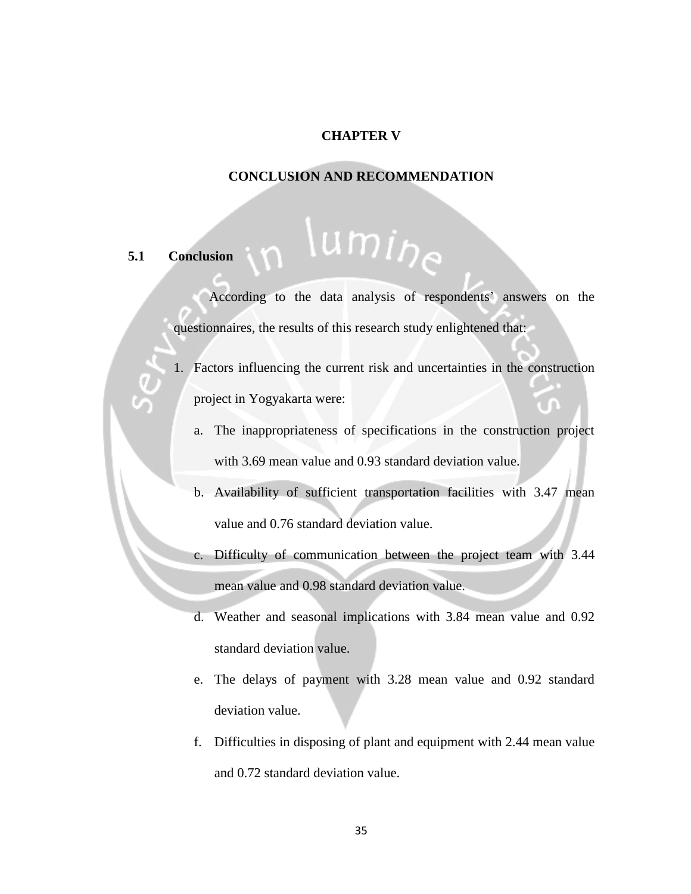# CHAPTER V

# CONCLUSION AND RECOMMENDATION

## 5.1 Conclusion

According to the data analysis of respondents' answers on the questionnaires, the results of this research study enlightened that:

1. Factors influencing the current risk and uncertainties in the construction project in Yogyakarta were:
   a. The inappropriateness of specifications in the construction project with 3.69 mean value and 0.93 standard deviation value.
   b. Availability of sufficient transportation facilities with 3.47 mean value and 0.76 standard deviation value.
   c. Difficulty of communication between the project team with 3.44 mean value and 0.98 standard deviation value.
   d. Weather and seasonal implications with 3.84 mean value and 0.92 standard deviation value.
   e. The delays of payment with 3.28 mean value and 0.92 standard deviation value.
   f. Difficulties in disposing of plant and equipment with 2.44 mean value and 0.72 standard deviation value.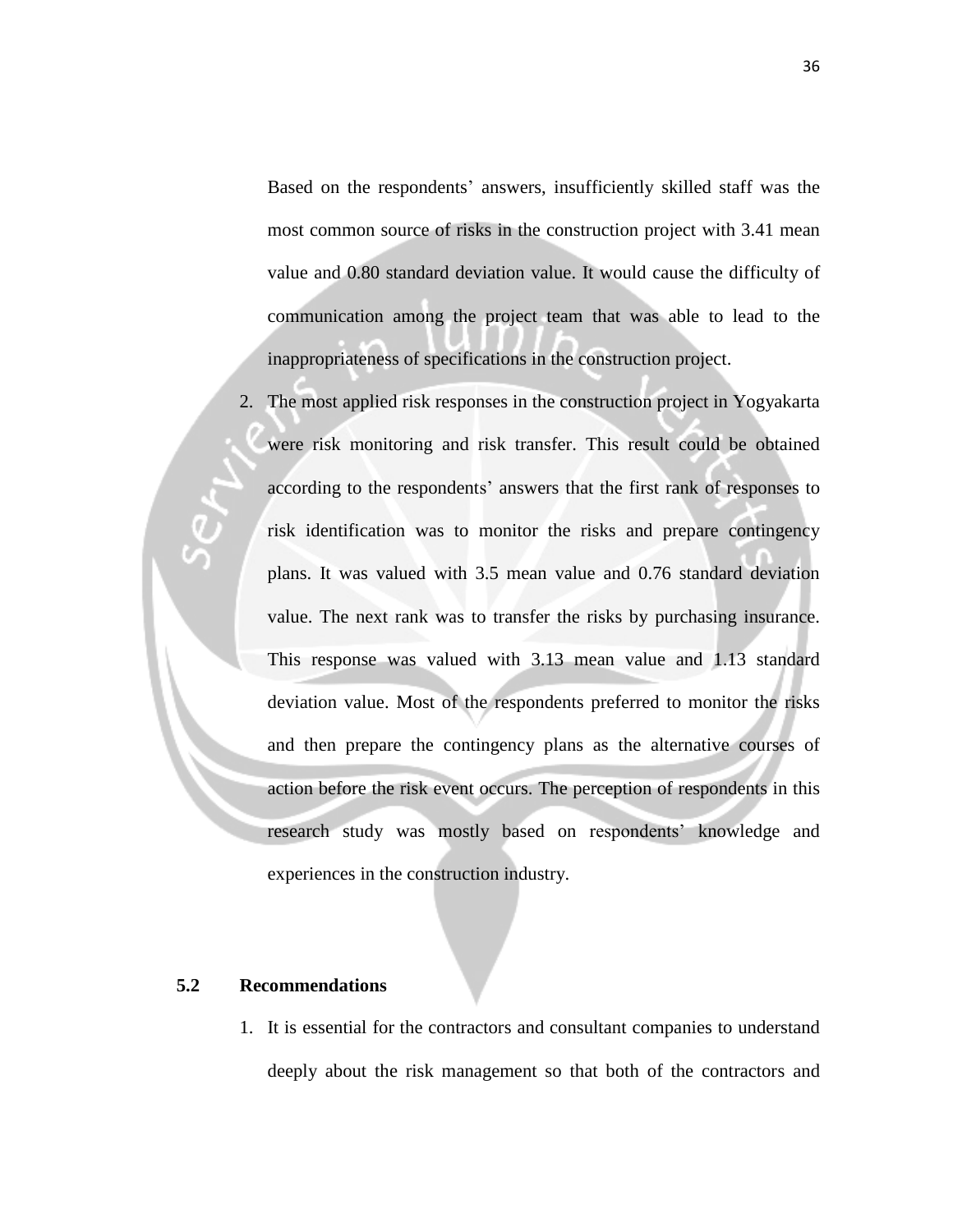Based on the respondents' answers, insufficiently skilled staff was the most common source of risks in the construction project with 3.41 mean value and 0.80 standard deviation value. It would cause the difficulty of communication among the project team that was able to lead to the inappropriateness of specifications in the construction project.

2. The most applied risk responses in the construction project in Yogyakarta were risk monitoring and risk transfer. This result could be obtained according to the respondents' answers that the first rank of responses to risk identification was to monitor the risks and prepare contingency plans. It was valued with 3.5 mean value and 0.76 standard deviation value. The next rank was to transfer the risks by purchasing insurance. This response was valued with 3.13 mean value and 1.13 standard deviation value. Most of the respondents preferred to monitor the risks and then prepare the contingency plans as the alternative courses of action before the risk event occurs. The perception of respondents in this research study was mostly based on respondents' knowledge and experiences in the construction industry.

## 5.2 Recommendations

1. It is essential for the contractors and consultant companies to understand deeply about the risk management so that both of the contractors and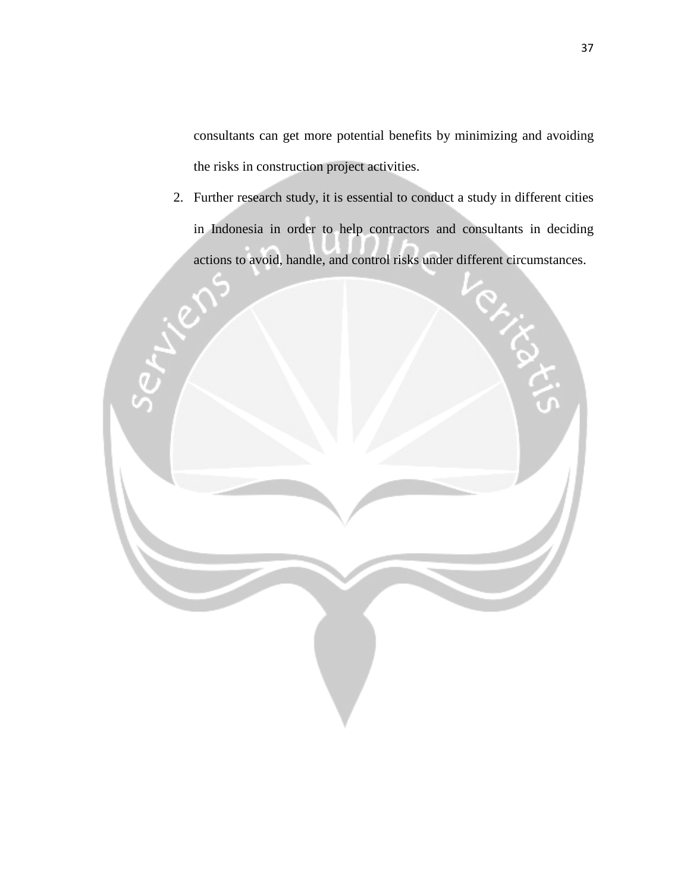consultants can get more potential benefits by minimizing and avoiding the risks in construction project activities.

2. Further research study, it is essential to conduct a study in different cities in Indonesia in order to help contractors and consultants in deciding actions to avoid, handle, and control risks under different circumstances.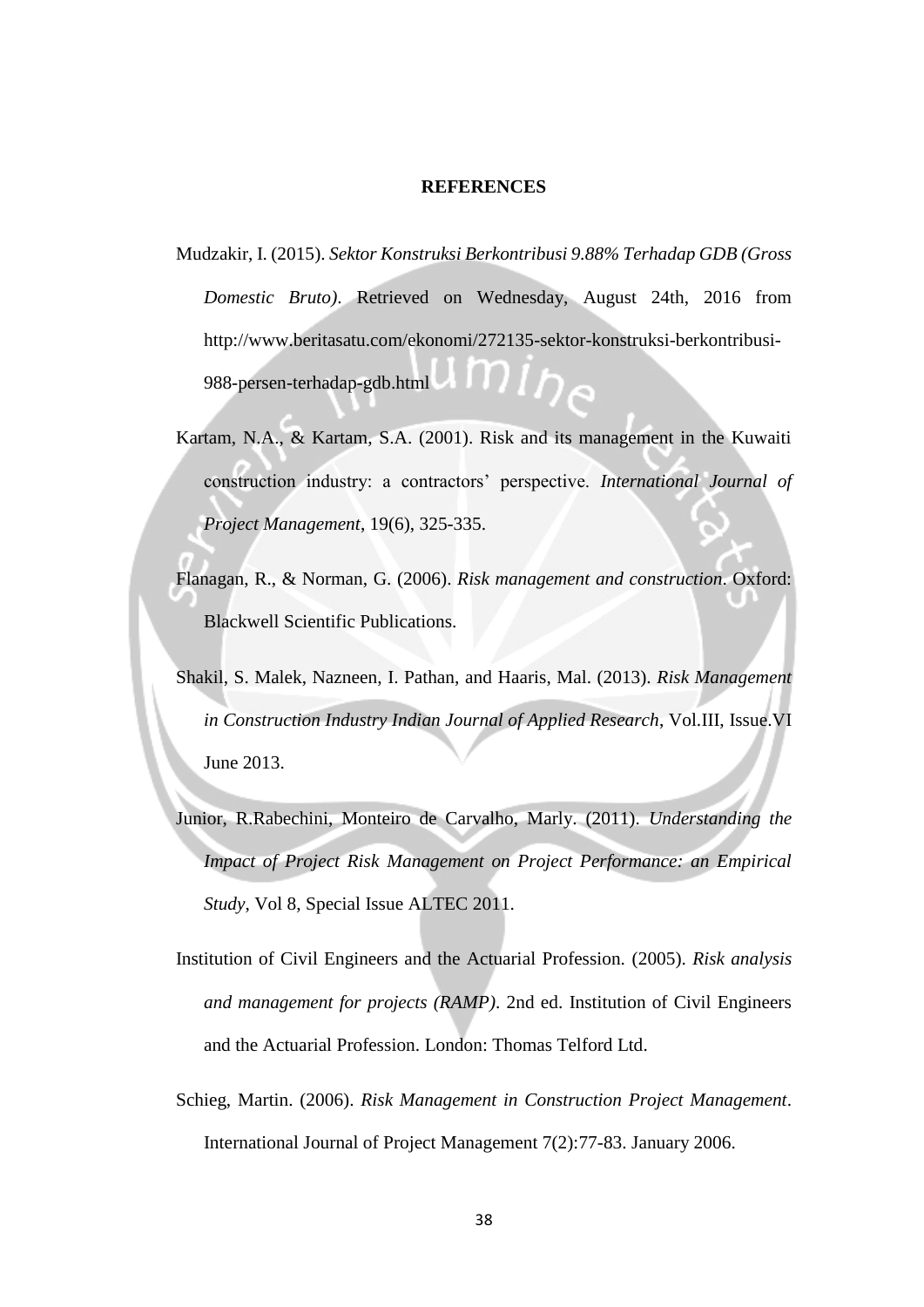# REFERENCES

Mudzakir, I. (2015). *Sektor Konstruksi Berkontribusi 9.88% Terhadap GDB (Gross Domestic Bruto)*. Retrieved on Wednesday, August 24th, 2016 from http://www.beritasatu.com/ekonomi/272135-sektor-konstruksi-berkontribusi-988-persen-terhadap-gdb.html

Kartam, N.A., & Kartam, S.A. (2001). Risk and its management in the Kuwaiti construction industry: a contractors' perspective. *International Journal of Project Management*, 19(6), 325-335.

Flanagan, R., & Norman, G. (2006). *Risk management and construction*. Oxford: Blackwell Scientific Publications.

Shakil, S. Malek, Nazneen, I. Pathan, and Haaris, Mal. (2013). *Risk Management in Construction Industry Indian Journal of Applied Research*, Vol.III, Issue.VI June 2013.

Junior, R.Rabechini, Monteiro de Carvalho, Marly. (2011). *Understanding the Impact of Project Risk Management on Project Performance: an Empirical Study*, Vol 8, Special Issue ALTEC 2011.

Institution of Civil Engineers and the Actuarial Profession. (2005). *Risk analysis and management for projects (RAMP)*. 2nd ed. Institution of Civil Engineers and the Actuarial Profession. London: Thomas Telford Ltd.

Schieg, Martin. (2006). *Risk Management in Construction Project Management*. International Journal of Project Management 7(2):77-83. January 2006.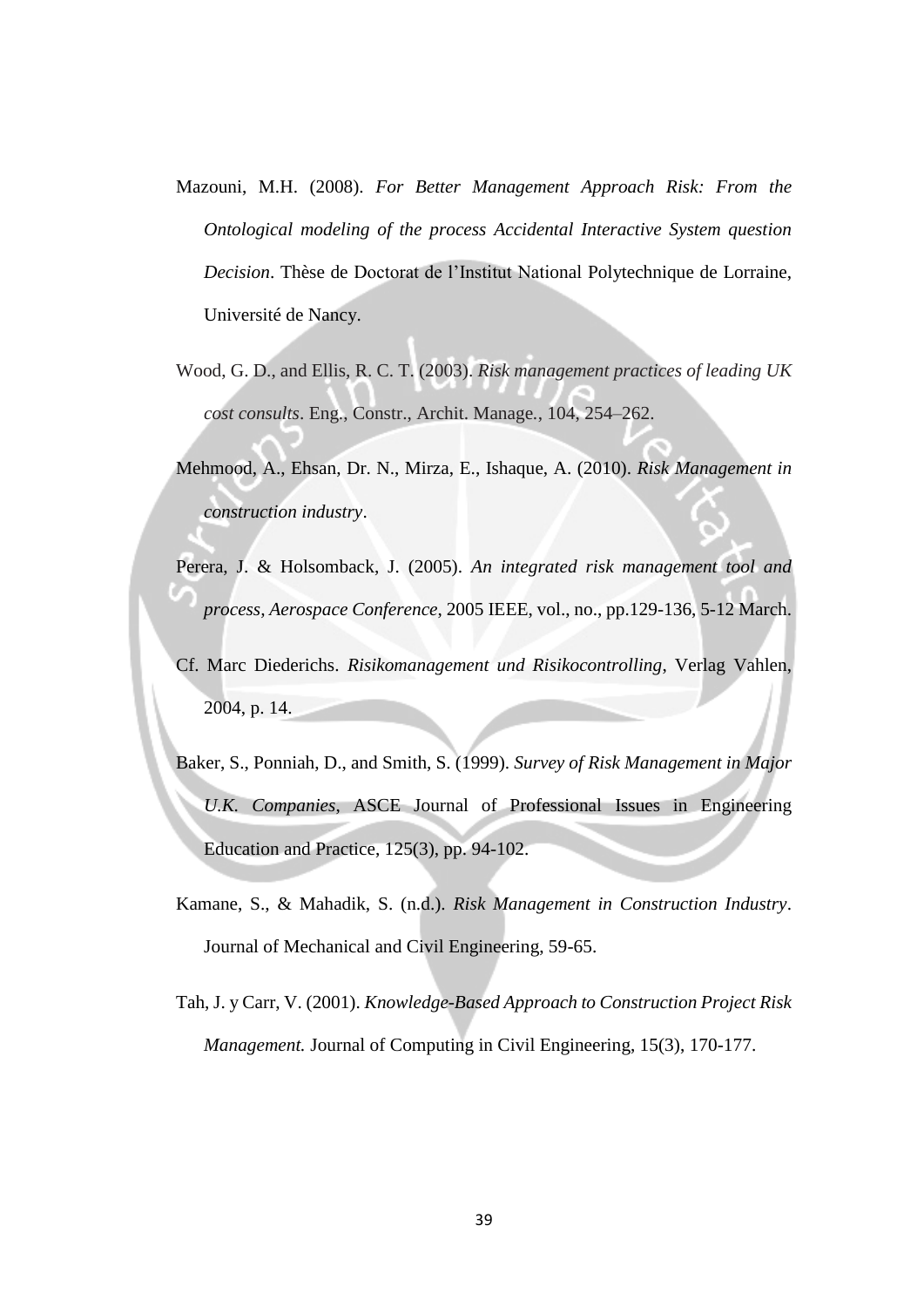Mazouni, M.H. (2008). *For Better Management Approach Risk: From the Ontological modeling of the process Accidental Interactive System question Decision*. Thèse de Doctorat de l'Institut National Polytechnique de Lorraine, Université de Nancy.

Wood, G. D., and Ellis, R. C. T. (2003). *Risk management practices of leading UK cost consults*. Eng., Constr., Archit. Manage., 104, 254–262.

Mehmood, A., Ehsan, Dr. N., Mirza, E., Ishaque, A. (2010). *Risk Management in construction industry*.

Perera, J. & Holsomback, J. (2005). *An integrated risk management tool and process, Aerospace Conference*, 2005 IEEE, vol., no., pp.129-136, 5-12 March.

Cf. Marc Diederichs. *Risikomanagement und Risikocontrolling*, Verlag Vahlen, 2004, p. 14.

Baker, S., Ponniah, D., and Smith, S. (1999). *Survey of Risk Management in Major U.K. Companies*, ASCE Journal of Professional Issues in Engineering Education and Practice, 125(3), pp. 94-102.

Kamane, S., & Mahadik, S. (n.d.). *Risk Management in Construction Industry*. Journal of Mechanical and Civil Engineering, 59-65.

Tah, J. y Carr, V. (2001). *Knowledge-Based Approach to Construction Project Risk Management.* Journal of Computing in Civil Engineering, 15(3), 170-177.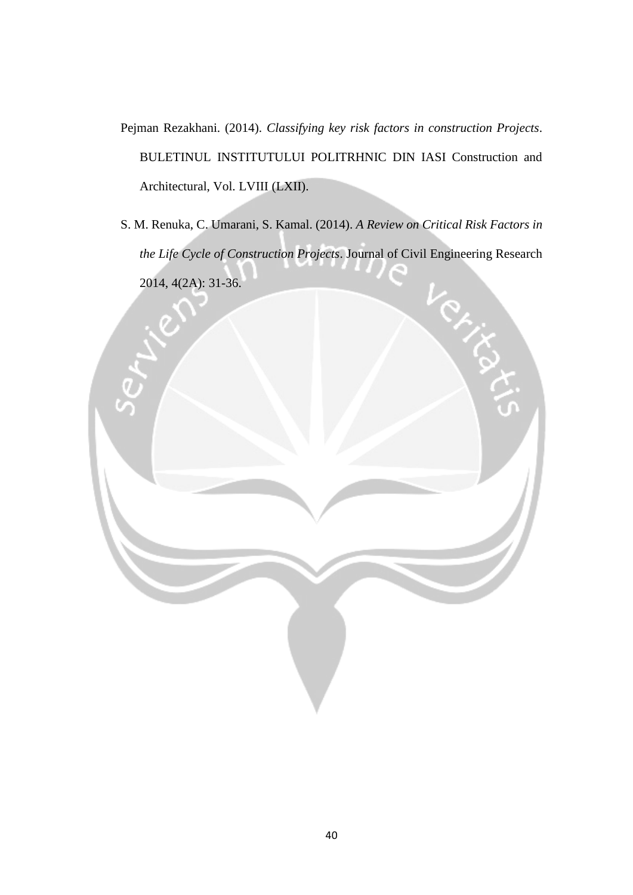Pejman Rezakhani. (2014). *Classifying key risk factors in construction Projects*. BULETINUL INSTITUTULUI POLITRHNIC DIN IASI Construction and Architectural, Vol. LVIII (LXII).

S. M. Renuka, C. Umarani, S. Kamal. (2014). *A Review on Critical Risk Factors in the Life Cycle of Construction Projects*. Journal of Civil Engineering Research 2014, 4(2A): 31-36.